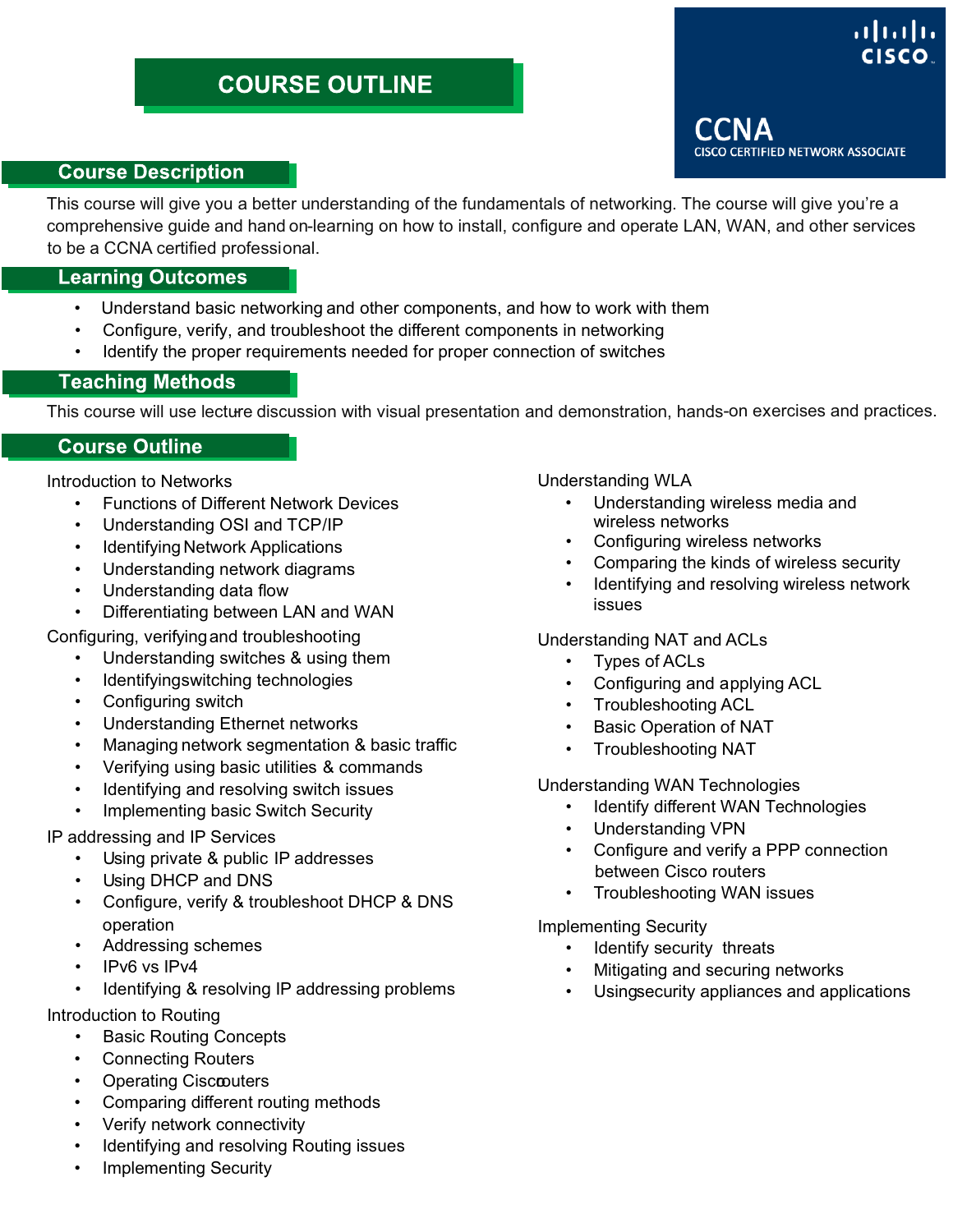# COURSE OUTLINE

CISCO

CCNA
CISCO CERTIFIED NETWORK ASSOCIATE

## Course Description

This course will give you a better understanding of the fundamentals of networking. The course will give you're a comprehensive guide and hand on-learning on how to install, configure and operate LAN, WAN, and other services to be a CCNA certified professional.

## Learning Outcomes

- Understand basic networking and other components, and how to work with them
- Configure, verify, and troubleshoot the different components in networking
- Identify the proper requirements needed for proper connection of switches

## Teaching Methods

This course will use lecture discussion with visual presentation and demonstration, hands-on exercises and practices.

## Course Outline

Introduction to Networks

- Functions of Different Network Devices
- Understanding OSI and TCP/IP
- Identifying Network Applications
- Understanding network diagrams
- Understanding data flow
- Differentiating between LAN and WAN

Configuring, verifying and troubleshooting

- Understanding switches & using them
- Identifyingswitching technologies
- Configuring switch
- Understanding Ethernet networks
- Managing network segmentation & basic traffic
- Verifying using basic utilities & commands
- Identifying and resolving switch issues
- Implementing basic Switch Security

IP addressing and IP Services

- Using private & public IP addresses
- Using DHCP and DNS
- Configure, verify & troubleshoot DHCP & DNS operation
- Addressing schemes
- IPv6 vs IPv4
- Identifying & resolving IP addressing problems

Introduction to Routing

- Basic Routing Concepts
- Connecting Routers
- Operating Ciscorouters
- Comparing different routing methods
- Verify network connectivity
- Identifying and resolving Routing issues
- Implementing Security

Understanding WLA

- Understanding wireless media and wireless networks
- Configuring wireless networks
- Comparing the kinds of wireless security
- Identifying and resolving wireless network issues

Understanding NAT and ACLs

- Types of ACLs
- Configuring and applying ACL
- Troubleshooting ACL
- Basic Operation of NAT
- Troubleshooting NAT

Understanding WAN Technologies

- Identify different WAN Technologies
- Understanding VPN
- Configure and verify a PPP connection between Cisco routers
- Troubleshooting WAN issues

Implementing Security

- Identify security threats
- Mitigating and securing networks
- Usingsecurity appliances and applications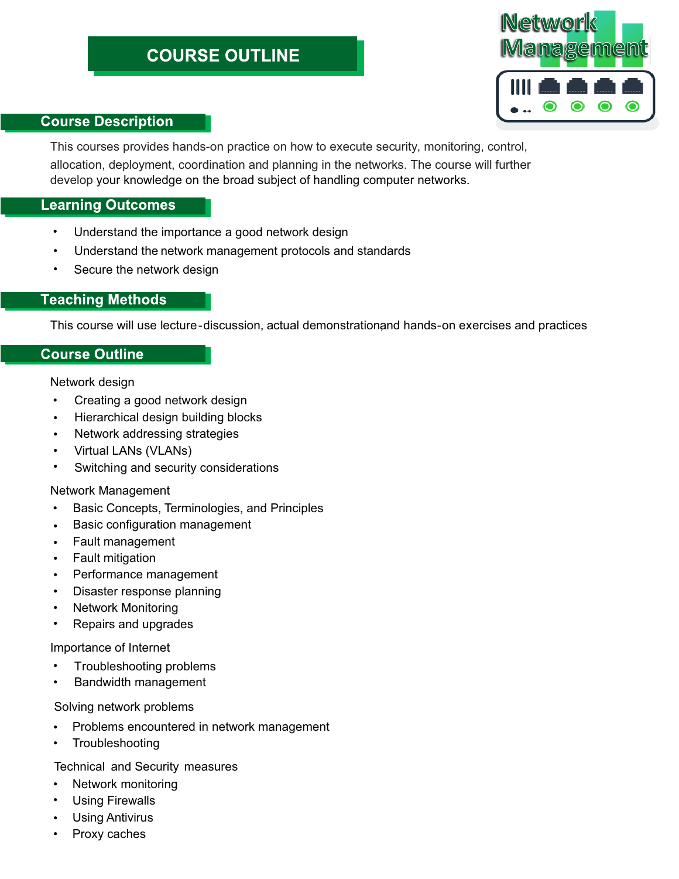# COURSE OUTLINE

## Course Description

This courses provides hands-on practice on how to execute security, monitoring, control, allocation, deployment, coordination and planning in the networks. The course will further develop your knowledge on the broad subject of handling computer networks.

## Learning Outcomes

- Understand the importance a good network design
- Understand the network management protocols and standards
- Secure the network design

## Teaching Methods

This course will use lecture-discussion, actual demonstration, and hands-on exercises and practices

## Course Outline

Network design

- Creating a good network design
- Hierarchical design building blocks
- Network addressing strategies
- Virtual LANs (VLANs)
- Switching and security considerations

Network Management

- Basic Concepts, Terminologies, and Principles
- Basic configuration management
- Fault management
- Fault mitigation
- Performance management
- Disaster response planning
- Network Monitoring
- Repairs and upgrades

Importance of Internet

- Troubleshooting problems
- Bandwidth management

Solving network problems

- Problems encountered in network management
- Troubleshooting

Technical and Security measures

- Network monitoring
- Using Firewalls
- Using Antivirus
- Proxy caches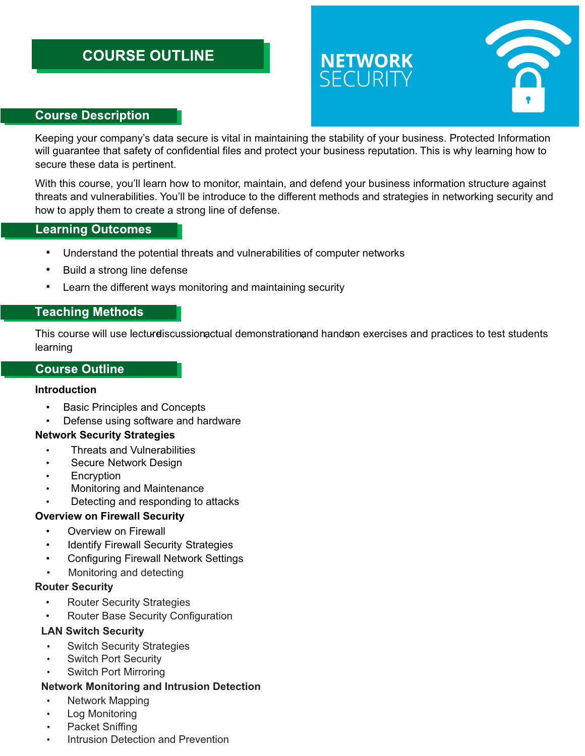# COURSE OUTLINE

NETWORK SECURITY

## Course Description

Keeping your company's data secure is vital in maintaining the stability of your business. Protected Information will guarantee that safety of confidential files and protect your business reputation. This is why learning how to secure these data is pertinent.

With this course, you'll learn how to monitor, maintain, and defend your business information structure against threats and vulnerabilities. You'll be introduce to the different methods and strategies in networking security and how to apply them to create a strong line of defense.

## Learning Outcomes

- Understand the potential threats and vulnerabilities of computer networks
- Build a strong line defense
- Learn the different ways monitoring and maintaining security

## Teaching Methods

This course will use lecture-discussion, actual demonstration, and hands-on exercises and practices to test students learning

## Course Outline

**Introduction**

- Basic Principles and Concepts
- Defense using software and hardware

**Network Security Strategies**

- Threats and Vulnerabilities
- Secure Network Design
- Encryption
- Monitoring and Maintenance
- Detecting and responding to attacks

**Overview on Firewall Security**

- Overview on Firewall
- Identify Firewall Security Strategies
- Configuring Firewall Network Settings
- Monitoring and detecting

**Router Security**

- Router Security Strategies
- Router Base Security Configuration

**LAN Switch Security**

- Switch Security Strategies
- Switch Port Security
- Switch Port Mirroring

**Network Monitoring and Intrusion Detection**

- Network Mapping
- Log Monitoring
- Packet Sniffing
- Intrusion Detection and Prevention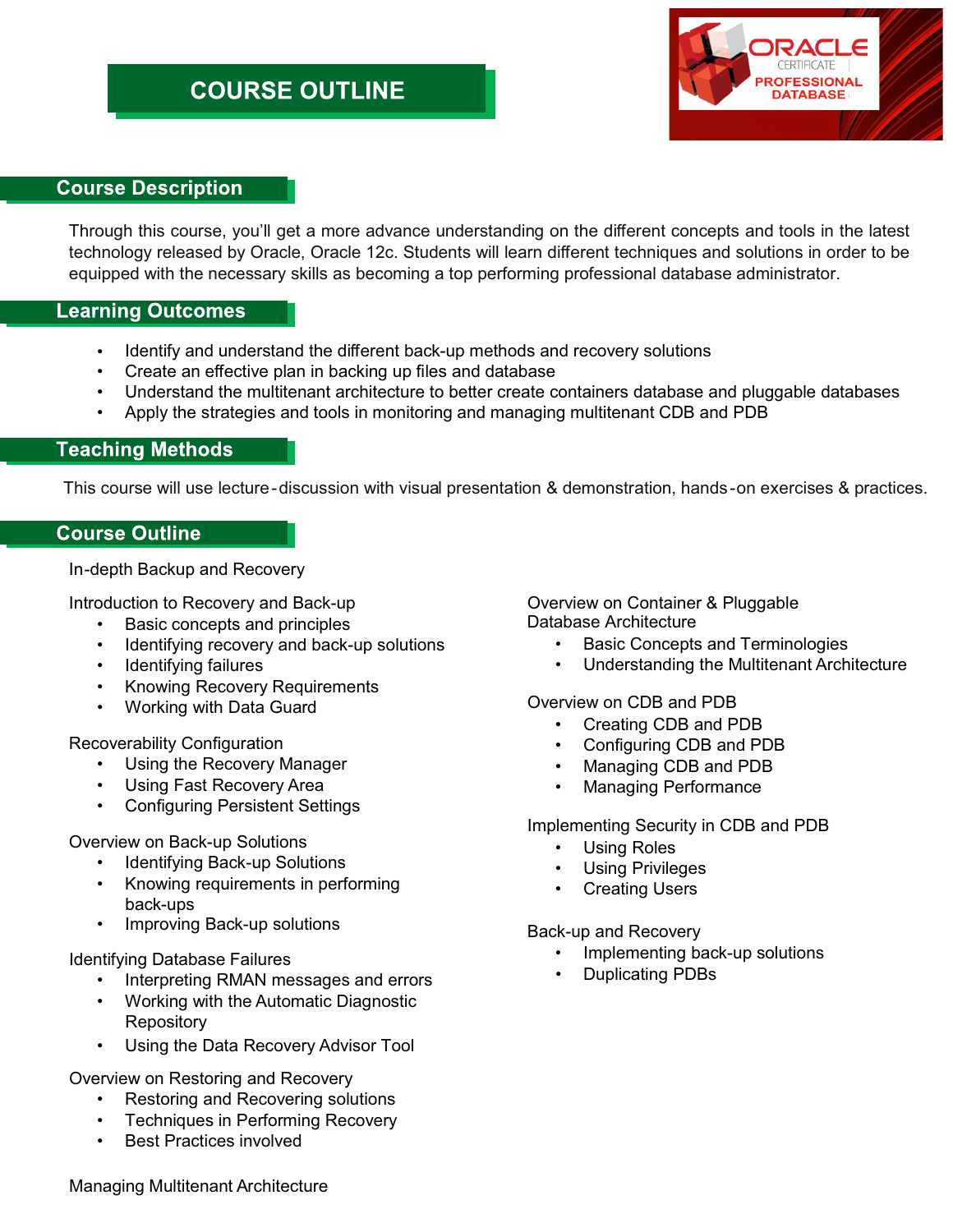# COURSE OUTLINE

## Course Description

Through this course, you'll get a more advance understanding on the different concepts and tools in the latest technology released by Oracle, Oracle 12c. Students will learn different techniques and solutions in order to be equipped with the necessary skills as becoming a top performing professional database administrator.

## Learning Outcomes

- Identify and understand the different back-up methods and recovery solutions
- Create an effective plan in backing up files and database
- Understand the multitenant architecture to better create containers database and pluggable databases
- Apply the strategies and tools in monitoring and managing multitenant CDB and PDB

## Teaching Methods

This course will use lecture-discussion with visual presentation & demonstration, hands-on exercises & practices.

## Course Outline

In-depth Backup and Recovery

Introduction to Recovery and Back-up
- Basic concepts and principles
- Identifying recovery and back-up solutions
- Identifying failures
- Knowing Recovery Requirements
- Working with Data Guard

Recoverability Configuration
- Using the Recovery Manager
- Using Fast Recovery Area
- Configuring Persistent Settings

Overview on Back-up Solutions
- Identifying Back-up Solutions
- Knowing requirements in performing back-ups
- Improving Back-up solutions

Identifying Database Failures
- Interpreting RMAN messages and errors
- Working with the Automatic Diagnostic Repository
- Using the Data Recovery Advisor Tool

Overview on Restoring and Recovery
- Restoring and Recovering solutions
- Techniques in Performing Recovery
- Best Practices involved

Managing Multitenant Architecture

Overview on Container & Pluggable Database Architecture
- Basic Concepts and Terminologies
- Understanding the Multitenant Architecture

Overview on CDB and PDB
- Creating CDB and PDB
- Configuring CDB and PDB
- Managing CDB and PDB
- Managing Performance

Implementing Security in CDB and PDB
- Using Roles
- Using Privileges
- Creating Users

Back-up and Recovery
- Implementing back-up solutions
- Duplicating PDBs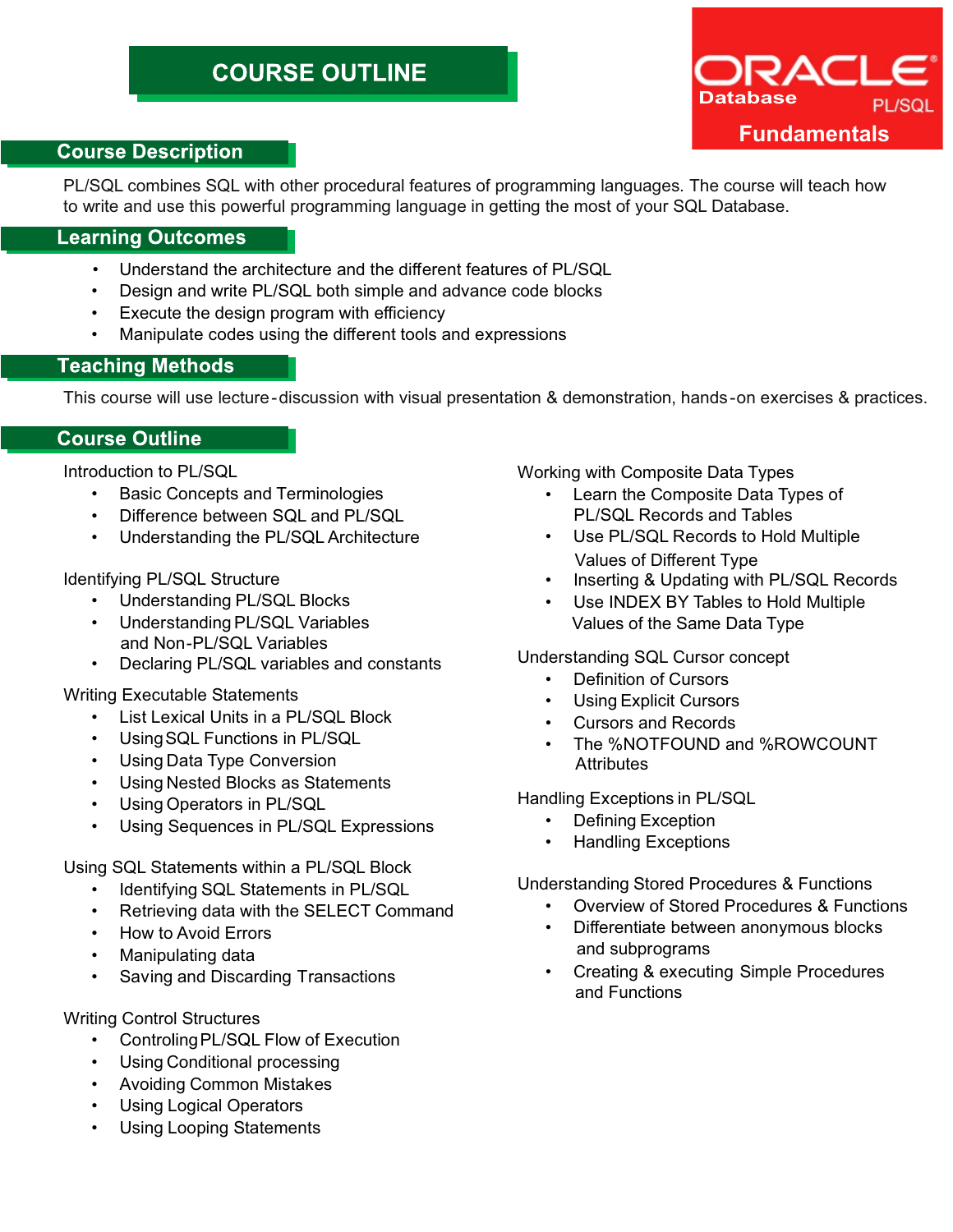# COURSE OUTLINE

**ORACLE Database PL/SQL Fundamentals**

## Course Description

PL/SQL combines SQL with other procedural features of programming languages. The course will teach how to write and use this powerful programming language in getting the most of your SQL Database.

## Learning Outcomes

- Understand the architecture and the different features of PL/SQL
- Design and write PL/SQL both simple and advance code blocks
- Execute the design program with efficiency
- Manipulate codes using the different tools and expressions

## Teaching Methods

This course will use lecture-discussion with visual presentation & demonstration, hands-on exercises & practices.

## Course Outline

Introduction to PL/SQL

- Basic Concepts and Terminologies
- Difference between SQL and PL/SQL
- Understanding the PL/SQL Architecture

Identifying PL/SQL Structure

- Understanding PL/SQL Blocks
- Understanding PL/SQL Variables and Non-PL/SQL Variables
- Declaring PL/SQL variables and constants

Writing Executable Statements

- List Lexical Units in a PL/SQL Block
- Using SQL Functions in PL/SQL
- Using Data Type Conversion
- Using Nested Blocks as Statements
- Using Operators in PL/SQL
- Using Sequences in PL/SQL Expressions

Using SQL Statements within a PL/SQL Block

- Identifying SQL Statements in PL/SQL
- Retrieving data with the SELECT Command
- How to Avoid Errors
- Manipulating data
- Saving and Discarding Transactions

Writing Control Structures

- Controling PL/SQL Flow of Execution
- Using Conditional processing
- Avoiding Common Mistakes
- Using Logical Operators
- Using Looping Statements

Working with Composite Data Types

- Learn the Composite Data Types of PL/SQL Records and Tables
- Use PL/SQL Records to Hold Multiple Values of Different Type
- Inserting & Updating with PL/SQL Records
- Use INDEX BY Tables to Hold Multiple Values of the Same Data Type

Understanding SQL Cursor concept

- Definition of Cursors
- Using Explicit Cursors
- Cursors and Records
- The %NOTFOUND and %ROWCOUNT Attributes

Handling Exceptions in PL/SQL

- Defining Exception
- Handling Exceptions

Understanding Stored Procedures & Functions

- Overview of Stored Procedures & Functions
- Differentiate between anonymous blocks and subprograms
- Creating & executing Simple Procedures and Functions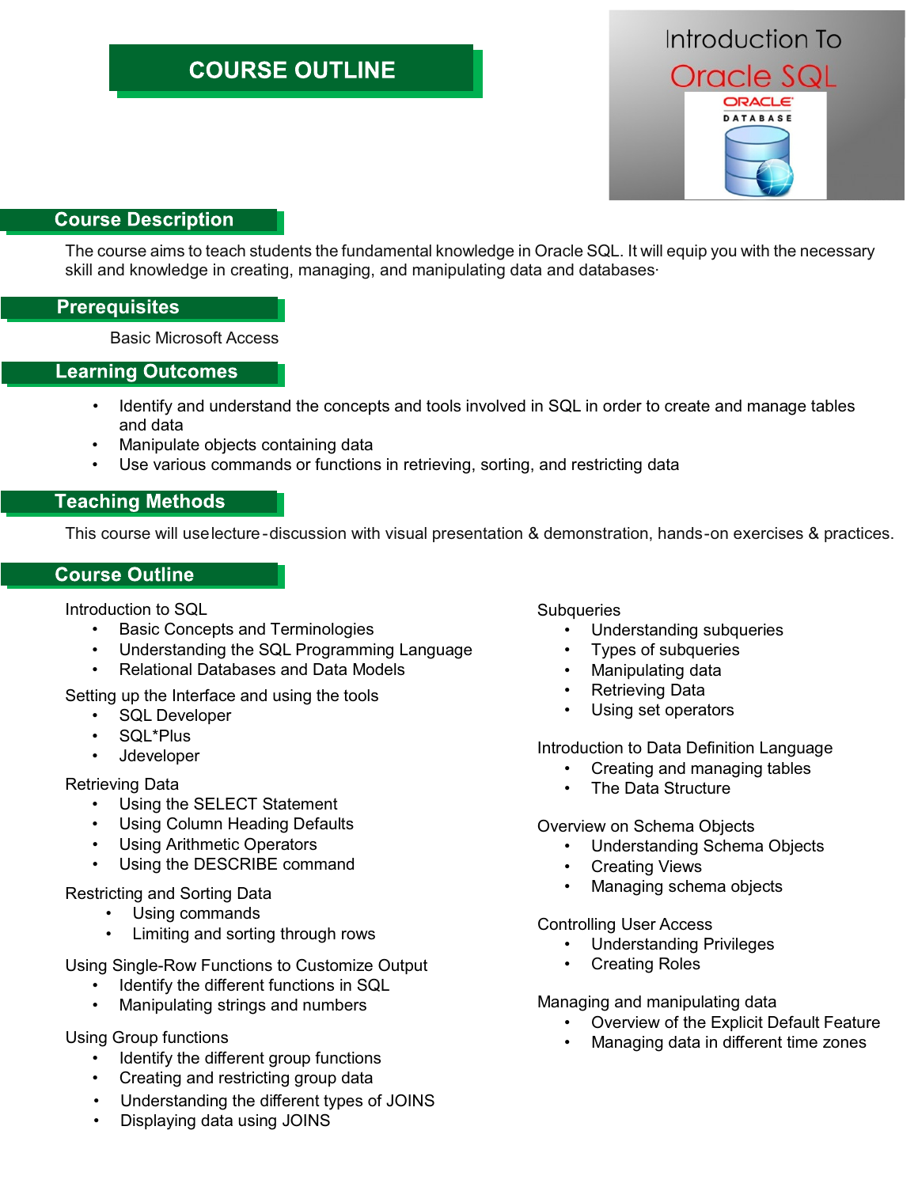# COURSE OUTLINE

Introduction To
Oracle SQL

## Course Description

The course aims to teach students the fundamental knowledge in Oracle SQL. It will equip you with the necessary skill and knowledge in creating, managing, and manipulating data and databases·

## Prerequisites

Basic Microsoft Access

## Learning Outcomes

- Identify and understand the concepts and tools involved in SQL in order to create and manage tables and data
- Manipulate objects containing data
- Use various commands or functions in retrieving, sorting, and restricting data

## Teaching Methods

This course will use lecture-discussion with visual presentation & demonstration, hands-on exercises & practices.

## Course Outline

Introduction to SQL
- Basic Concepts and Terminologies
- Understanding the SQL Programming Language
- Relational Databases and Data Models

Setting up the Interface and using the tools
- SQL Developer
- SQL*Plus
- Jdeveloper

Retrieving Data
- Using the SELECT Statement
- Using Column Heading Defaults
- Using Arithmetic Operators
- Using the DESCRIBE command

Restricting and Sorting Data
- Using commands
- Limiting and sorting through rows

Using Single-Row Functions to Customize Output
- Identify the different functions in SQL
- Manipulating strings and numbers

Using Group functions
- Identify the different group functions
- Creating and restricting group data
- Understanding the different types of JOINS
- Displaying data using JOINS

Subqueries
- Understanding subqueries
- Types of subqueries
- Manipulating data
- Retrieving Data
- Using set operators

Introduction to Data Definition Language
- Creating and managing tables
- The Data Structure

Overview on Schema Objects
- Understanding Schema Objects
- Creating Views
- Managing schema objects

Controlling User Access
- Understanding Privileges
- Creating Roles

Managing and manipulating data
- Overview of the Explicit Default Feature
- Managing data in different time zones